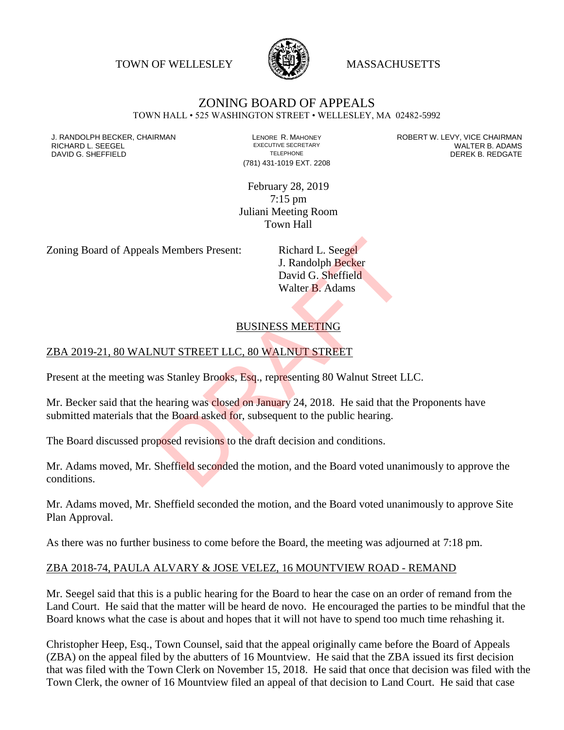TOWN OF WELLESLEY MASSACHUSETTS

# ZONING BOARD OF APPEALS

TOWN HALL • 525 WASHINGTON STREET • WELLESLEY, MA 02482-5992

J. RANDOLPH BECKER, CHAIRMAN
RICHARD L. SEEGEL
DAVID G. SHEFFIELD

LENORE R. MAHONEY
EXECUTIVE SECRETARY
TELEPHONE
(781) 431-1019 EXT. 2208

ROBERT W. LEVY, VICE CHAIRMAN
WALTER B. ADAMS
DEREK B. REDGATE

February 28, 2019
7:15 pm
Juliani Meeting Room
Town Hall

Zoning Board of Appeals Members Present: Richard L. Seegel
J. Randolph Becker
David G. Sheffield
Walter B. Adams

## BUSINESS MEETING

## ZBA 2019-21, 80 WALNUT STREET LLC, 80 WALNUT STREET

Present at the meeting was Stanley Brooks, Esq., representing 80 Walnut Street LLC.

Mr. Becker said that the hearing was closed on January 24, 2018. He said that the Proponents have submitted materials that the Board asked for, subsequent to the public hearing.

The Board discussed proposed revisions to the draft decision and conditions.

Mr. Adams moved, Mr. Sheffield seconded the motion, and the Board voted unanimously to approve the conditions.

Mr. Adams moved, Mr. Sheffield seconded the motion, and the Board voted unanimously to approve Site Plan Approval.

As there was no further business to come before the Board, the meeting was adjourned at 7:18 pm.

## ZBA 2018-74, PAULA ALVARY & JOSE VELEZ, 16 MOUNTVIEW ROAD - REMAND

Mr. Seegel said that this is a public hearing for the Board to hear the case on an order of remand from the Land Court. He said that the matter will be heard de novo. He encouraged the parties to be mindful that the Board knows what the case is about and hopes that it will not have to spend too much time rehashing it.

Christopher Heep, Esq., Town Counsel, said that the appeal originally came before the Board of Appeals (ZBA) on the appeal filed by the abutters of 16 Mountview. He said that the ZBA issued its first decision that was filed with the Town Clerk on November 15, 2018. He said that once that decision was filed with the Town Clerk, the owner of 16 Mountview filed an appeal of that decision to Land Court. He said that case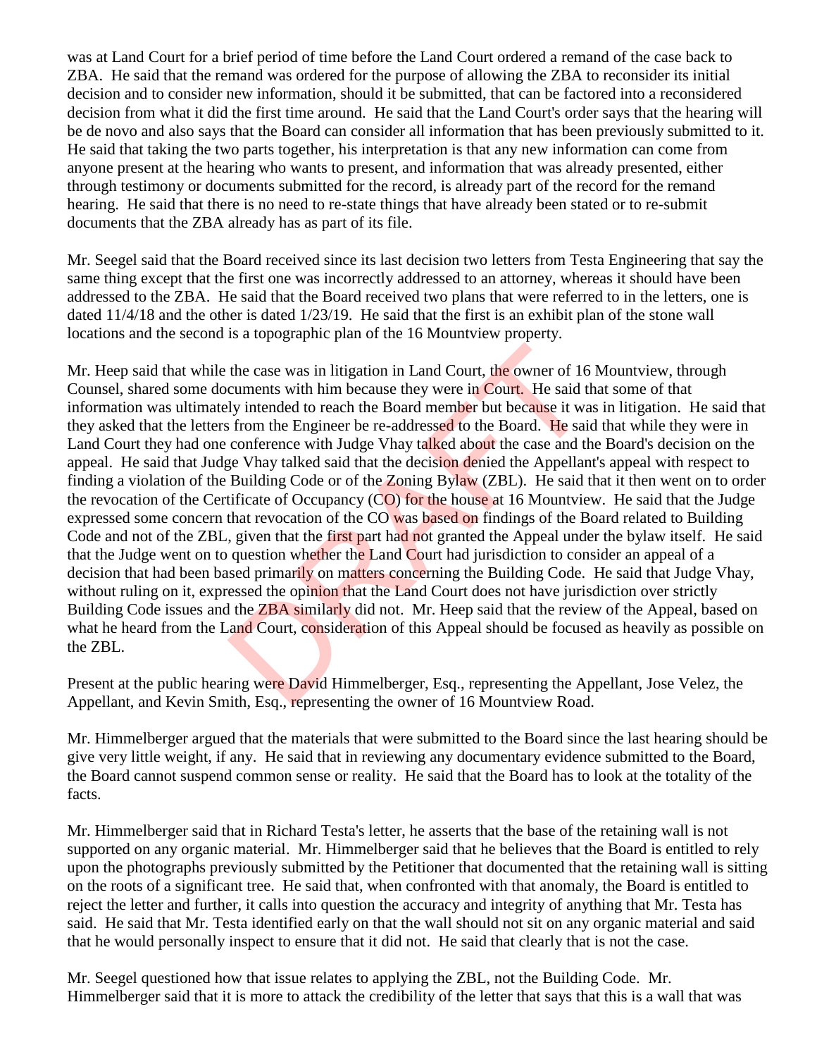was at Land Court for a brief period of time before the Land Court ordered a remand of the case back to ZBA. He said that the remand was ordered for the purpose of allowing the ZBA to reconsider its initial decision and to consider new information, should it be submitted, that can be factored into a reconsidered decision from what it did the first time around. He said that the Land Court's order says that the hearing will be de novo and also says that the Board can consider all information that has been previously submitted to it. He said that taking the two parts together, his interpretation is that any new information can come from anyone present at the hearing who wants to present, and information that was already presented, either through testimony or documents submitted for the record, is already part of the record for the remand hearing. He said that there is no need to re-state things that have already been stated or to re-submit documents that the ZBA already has as part of its file.

Mr. Seegel said that the Board received since its last decision two letters from Testa Engineering that say the same thing except that the first one was incorrectly addressed to an attorney, whereas it should have been addressed to the ZBA. He said that the Board received two plans that were referred to in the letters, one is dated 11/4/18 and the other is dated 1/23/19. He said that the first is an exhibit plan of the stone wall locations and the second is a topographic plan of the 16 Mountview property.

Mr. Heep said that while the case was in litigation in Land Court, the owner of 16 Mountview, through Counsel, shared some documents with him because they were in Court. He said that some of that information was ultimately intended to reach the Board member but because it was in litigation. He said that they asked that the letters from the Engineer be re-addressed to the Board. He said that while they were in Land Court they had one conference with Judge Vhay talked about the case and the Board's decision on the appeal. He said that Judge Vhay talked said that the decision denied the Appellant's appeal with respect to finding a violation of the Building Code or of the Zoning Bylaw (ZBL). He said that it then went on to order the revocation of the Certificate of Occupancy (CO) for the house at 16 Mountview. He said that the Judge expressed some concern that revocation of the CO was based on findings of the Board related to Building Code and not of the ZBL, given that the first part had not granted the Appeal under the bylaw itself. He said that the Judge went on to question whether the Land Court had jurisdiction to consider an appeal of a decision that had been based primarily on matters concerning the Building Code. He said that Judge Vhay, without ruling on it, expressed the opinion that the Land Court does not have jurisdiction over strictly Building Code issues and the ZBA similarly did not. Mr. Heep said that the review of the Appeal, based on what he heard from the Land Court, consideration of this Appeal should be focused as heavily as possible on the ZBL.

Present at the public hearing were David Himmelberger, Esq., representing the Appellant, Jose Velez, the Appellant, and Kevin Smith, Esq., representing the owner of 16 Mountview Road.

Mr. Himmelberger argued that the materials that were submitted to the Board since the last hearing should be give very little weight, if any. He said that in reviewing any documentary evidence submitted to the Board, the Board cannot suspend common sense or reality. He said that the Board has to look at the totality of the facts.

Mr. Himmelberger said that in Richard Testa's letter, he asserts that the base of the retaining wall is not supported on any organic material. Mr. Himmelberger said that he believes that the Board is entitled to rely upon the photographs previously submitted by the Petitioner that documented that the retaining wall is sitting on the roots of a significant tree. He said that, when confronted with that anomaly, the Board is entitled to reject the letter and further, it calls into question the accuracy and integrity of anything that Mr. Testa has said. He said that Mr. Testa identified early on that the wall should not sit on any organic material and said that he would personally inspect to ensure that it did not. He said that clearly that is not the case.

Mr. Seegel questioned how that issue relates to applying the ZBL, not the Building Code. Mr. Himmelberger said that it is more to attack the credibility of the letter that says that this is a wall that was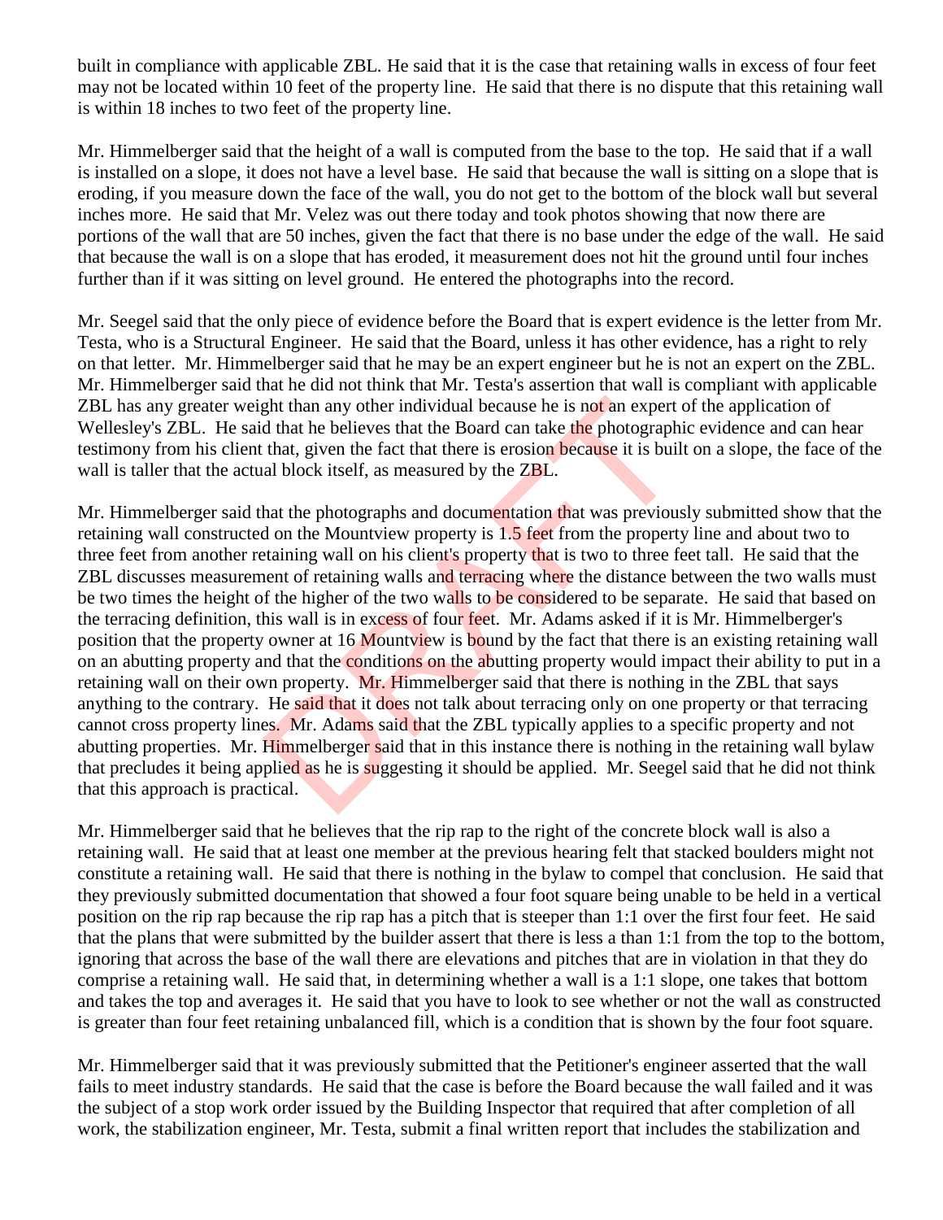built in compliance with applicable ZBL. He said that it is the case that retaining walls in excess of four feet may not be located within 10 feet of the property line. He said that there is no dispute that this retaining wall is within 18 inches to two feet of the property line.

Mr. Himmelberger said that the height of a wall is computed from the base to the top. He said that if a wall is installed on a slope, it does not have a level base. He said that because the wall is sitting on a slope that is eroding, if you measure down the face of the wall, you do not get to the bottom of the block wall but several inches more. He said that Mr. Velez was out there today and took photos showing that now there are portions of the wall that are 50 inches, given the fact that there is no base under the edge of the wall. He said that because the wall is on a slope that has eroded, it measurement does not hit the ground until four inches further than if it was sitting on level ground. He entered the photographs into the record.

Mr. Seegel said that the only piece of evidence before the Board that is expert evidence is the letter from Mr. Testa, who is a Structural Engineer. He said that the Board, unless it has other evidence, has a right to rely on that letter. Mr. Himmelberger said that he may be an expert engineer but he is not an expert on the ZBL. Mr. Himmelberger said that he did not think that Mr. Testa's assertion that wall is compliant with applicable ZBL has any greater weight than any other individual because he is not an expert of the application of Wellesley's ZBL. He said that he believes that the Board can take the photographic evidence and can hear testimony from his client that, given the fact that there is erosion because it is built on a slope, the face of the wall is taller that the actual block itself, as measured by the ZBL.

Mr. Himmelberger said that the photographs and documentation that was previously submitted show that the retaining wall constructed on the Mountview property is 1.5 feet from the property line and about two to three feet from another retaining wall on his client's property that is two to three feet tall. He said that the ZBL discusses measurement of retaining walls and terracing where the distance between the two walls must be two times the height of the higher of the two walls to be considered to be separate. He said that based on the terracing definition, this wall is in excess of four feet. Mr. Adams asked if it is Mr. Himmelberger's position that the property owner at 16 Mountview is bound by the fact that there is an existing retaining wall on an abutting property and that the conditions on the abutting property would impact their ability to put in a retaining wall on their own property. Mr. Himmelberger said that there is nothing in the ZBL that says anything to the contrary. He said that it does not talk about terracing only on one property or that terracing cannot cross property lines. Mr. Adams said that the ZBL typically applies to a specific property and not abutting properties. Mr. Himmelberger said that in this instance there is nothing in the retaining wall bylaw that precludes it being applied as he is suggesting it should be applied. Mr. Seegel said that he did not think that this approach is practical.

Mr. Himmelberger said that he believes that the rip rap to the right of the concrete block wall is also a retaining wall. He said that at least one member at the previous hearing felt that stacked boulders might not constitute a retaining wall. He said that there is nothing in the bylaw to compel that conclusion. He said that they previously submitted documentation that showed a four foot square being unable to be held in a vertical position on the rip rap because the rip rap has a pitch that is steeper than 1:1 over the first four feet. He said that the plans that were submitted by the builder assert that there is less a than 1:1 from the top to the bottom, ignoring that across the base of the wall there are elevations and pitches that are in violation in that they do comprise a retaining wall. He said that, in determining whether a wall is a 1:1 slope, one takes that bottom and takes the top and averages it. He said that you have to look to see whether or not the wall as constructed is greater than four feet retaining unbalanced fill, which is a condition that is shown by the four foot square.

Mr. Himmelberger said that it was previously submitted that the Petitioner's engineer asserted that the wall fails to meet industry standards. He said that the case is before the Board because the wall failed and it was the subject of a stop work order issued by the Building Inspector that required that after completion of all work, the stabilization engineer, Mr. Testa, submit a final written report that includes the stabilization and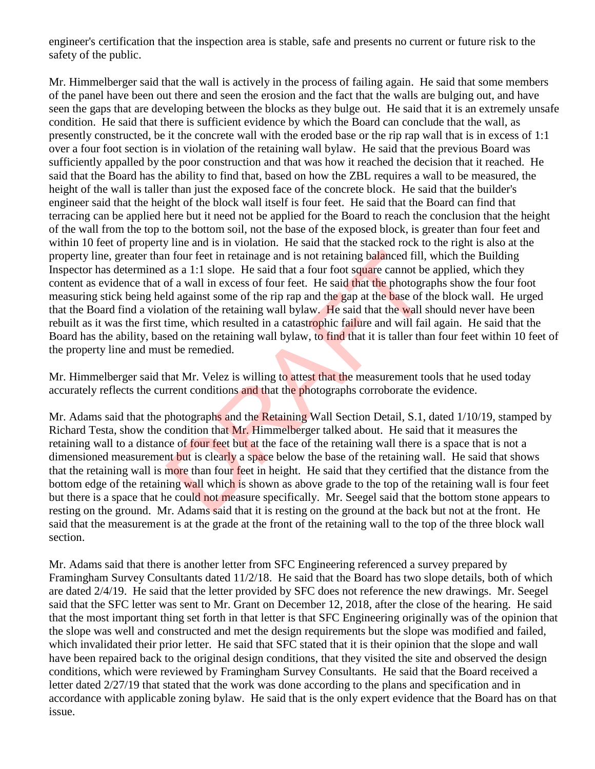engineer's certification that the inspection area is stable, safe and presents no current or future risk to the safety of the public.

Mr. Himmelberger said that the wall is actively in the process of failing again. He said that some members of the panel have been out there and seen the erosion and the fact that the walls are bulging out, and have seen the gaps that are developing between the blocks as they bulge out. He said that it is an extremely unsafe condition. He said that there is sufficient evidence by which the Board can conclude that the wall, as presently constructed, be it the concrete wall with the eroded base or the rip rap wall that is in excess of 1:1 over a four foot section is in violation of the retaining wall bylaw. He said that the previous Board was sufficiently appalled by the poor construction and that was how it reached the decision that it reached. He said that the Board has the ability to find that, based on how the ZBL requires a wall to be measured, the height of the wall is taller than just the exposed face of the concrete block. He said that the builder's engineer said that the height of the block wall itself is four feet. He said that the Board can find that terracing can be applied here but it need not be applied for the Board to reach the conclusion that the height of the wall from the top to the bottom soil, not the base of the exposed block, is greater than four feet and within 10 feet of property line and is in violation. He said that the stacked rock to the right is also at the property line, greater than four feet in retainage and is not retaining balanced fill, which the Building Inspector has determined as a 1:1 slope. He said that a four foot square cannot be applied, which they content as evidence that of a wall in excess of four feet. He said that the photographs show the four foot measuring stick being held against some of the rip rap and the gap at the base of the block wall. He urged that the Board find a violation of the retaining wall bylaw. He said that the wall should never have been rebuilt as it was the first time, which resulted in a catastrophic failure and will fail again. He said that the Board has the ability, based on the retaining wall bylaw, to find that it is taller than four feet within 10 feet of the property line and must be remedied.

Mr. Himmelberger said that Mr. Velez is willing to attest that the measurement tools that he used today accurately reflects the current conditions and that the photographs corroborate the evidence.

Mr. Adams said that the photographs and the Retaining Wall Section Detail, S.1, dated 1/10/19, stamped by Richard Testa, show the condition that Mr. Himmelberger talked about. He said that it measures the retaining wall to a distance of four feet but at the face of the retaining wall there is a space that is not a dimensioned measurement but is clearly a space below the base of the retaining wall. He said that shows that the retaining wall is more than four feet in height. He said that they certified that the distance from the bottom edge of the retaining wall which is shown as above grade to the top of the retaining wall is four feet but there is a space that he could not measure specifically. Mr. Seegel said that the bottom stone appears to resting on the ground. Mr. Adams said that it is resting on the ground at the back but not at the front. He said that the measurement is at the grade at the front of the retaining wall to the top of the three block wall section.

Mr. Adams said that there is another letter from SFC Engineering referenced a survey prepared by Framingham Survey Consultants dated 11/2/18. He said that the Board has two slope details, both of which are dated 2/4/19. He said that the letter provided by SFC does not reference the new drawings. Mr. Seegel said that the SFC letter was sent to Mr. Grant on December 12, 2018, after the close of the hearing. He said that the most important thing set forth in that letter is that SFC Engineering originally was of the opinion that the slope was well and constructed and met the design requirements but the slope was modified and failed, which invalidated their prior letter. He said that SFC stated that it is their opinion that the slope and wall have been repaired back to the original design conditions, that they visited the site and observed the design conditions, which were reviewed by Framingham Survey Consultants. He said that the Board received a letter dated 2/27/19 that stated that the work was done according to the plans and specification and in accordance with applicable zoning bylaw. He said that is the only expert evidence that the Board has on that issue.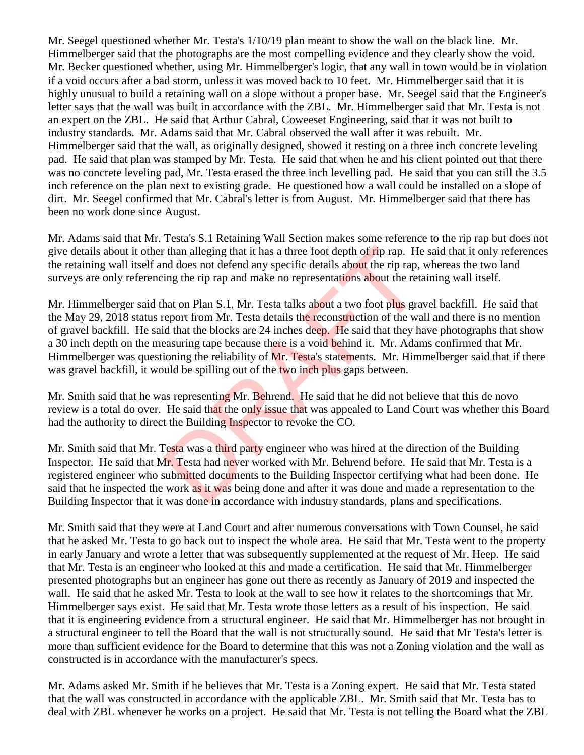Mr. Seegel questioned whether Mr. Testa's 1/10/19 plan meant to show the wall on the black line. Mr. Himmelberger said that the photographs are the most compelling evidence and they clearly show the void. Mr. Becker questioned whether, using Mr. Himmelberger's logic, that any wall in town would be in violation if a void occurs after a bad storm, unless it was moved back to 10 feet. Mr. Himmelberger said that it is highly unusual to build a retaining wall on a slope without a proper base. Mr. Seegel said that the Engineer's letter says that the wall was built in accordance with the ZBL. Mr. Himmelberger said that Mr. Testa is not an expert on the ZBL. He said that Arthur Cabral, Coweeset Engineering, said that it was not built to industry standards. Mr. Adams said that Mr. Cabral observed the wall after it was rebuilt. Mr. Himmelberger said that the wall, as originally designed, showed it resting on a three inch concrete leveling pad. He said that plan was stamped by Mr. Testa. He said that when he and his client pointed out that there was no concrete leveling pad, Mr. Testa erased the three inch levelling pad. He said that you can still the 3.5 inch reference on the plan next to existing grade. He questioned how a wall could be installed on a slope of dirt. Mr. Seegel confirmed that Mr. Cabral's letter is from August. Mr. Himmelberger said that there has been no work done since August.

Mr. Adams said that Mr. Testa's S.1 Retaining Wall Section makes some reference to the rip rap but does not give details about it other than alleging that it has a three foot depth of rip rap. He said that it only references the retaining wall itself and does not defend any specific details about the rip rap, whereas the two land surveys are only referencing the rip rap and make no representations about the retaining wall itself.

Mr. Himmelberger said that on Plan S.1, Mr. Testa talks about a two foot plus gravel backfill. He said that the May 29, 2018 status report from Mr. Testa details the reconstruction of the wall and there is no mention of gravel backfill. He said that the blocks are 24 inches deep. He said that they have photographs that show a 30 inch depth on the measuring tape because there is a void behind it. Mr. Adams confirmed that Mr. Himmelberger was questioning the reliability of Mr. Testa's statements. Mr. Himmelberger said that if there was gravel backfill, it would be spilling out of the two inch plus gaps between.

Mr. Smith said that he was representing Mr. Behrend. He said that he did not believe that this de novo review is a total do over. He said that the only issue that was appealed to Land Court was whether this Board had the authority to direct the Building Inspector to revoke the CO.

Mr. Smith said that Mr. Testa was a third party engineer who was hired at the direction of the Building Inspector. He said that Mr. Testa had never worked with Mr. Behrend before. He said that Mr. Testa is a registered engineer who submitted documents to the Building Inspector certifying what had been done. He said that he inspected the work as it was being done and after it was done and made a representation to the Building Inspector that it was done in accordance with industry standards, plans and specifications.

Mr. Smith said that they were at Land Court and after numerous conversations with Town Counsel, he said that he asked Mr. Testa to go back out to inspect the whole area. He said that Mr. Testa went to the property in early January and wrote a letter that was subsequently supplemented at the request of Mr. Heep. He said that Mr. Testa is an engineer who looked at this and made a certification. He said that Mr. Himmelberger presented photographs but an engineer has gone out there as recently as January of 2019 and inspected the wall. He said that he asked Mr. Testa to look at the wall to see how it relates to the shortcomings that Mr. Himmelberger says exist. He said that Mr. Testa wrote those letters as a result of his inspection. He said that it is engineering evidence from a structural engineer. He said that Mr. Himmelberger has not brought in a structural engineer to tell the Board that the wall is not structurally sound. He said that Mr Testa's letter is more than sufficient evidence for the Board to determine that this was not a Zoning violation and the wall as constructed is in accordance with the manufacturer's specs.

Mr. Adams asked Mr. Smith if he believes that Mr. Testa is a Zoning expert. He said that Mr. Testa stated that the wall was constructed in accordance with the applicable ZBL. Mr. Smith said that Mr. Testa has to deal with ZBL whenever he works on a project. He said that Mr. Testa is not telling the Board what the ZBL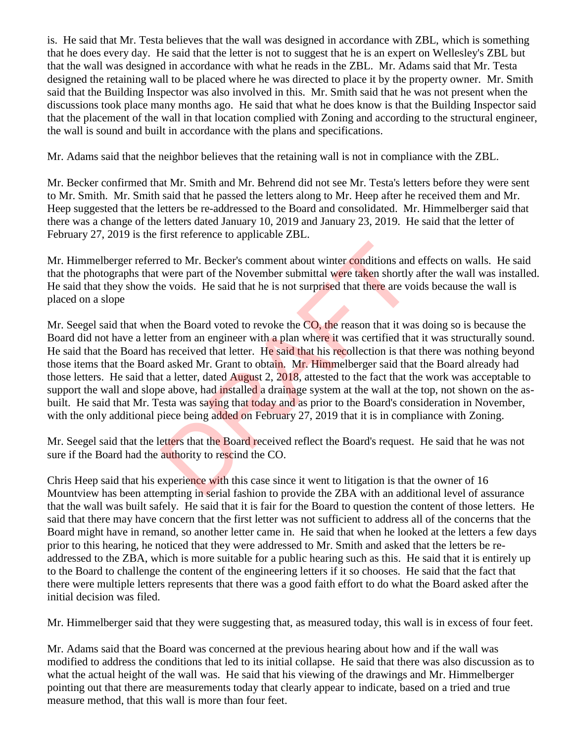is. He said that Mr. Testa believes that the wall was designed in accordance with ZBL, which is something that he does every day. He said that the letter is not to suggest that he is an expert on Wellesley's ZBL but that the wall was designed in accordance with what he reads in the ZBL. Mr. Adams said that Mr. Testa designed the retaining wall to be placed where he was directed to place it by the property owner. Mr. Smith said that the Building Inspector was also involved in this. Mr. Smith said that he was not present when the discussions took place many months ago. He said that what he does know is that the Building Inspector said that the placement of the wall in that location complied with Zoning and according to the structural engineer, the wall is sound and built in accordance with the plans and specifications.

Mr. Adams said that the neighbor believes that the retaining wall is not in compliance with the ZBL.

Mr. Becker confirmed that Mr. Smith and Mr. Behrend did not see Mr. Testa's letters before they were sent to Mr. Smith. Mr. Smith said that he passed the letters along to Mr. Heep after he received them and Mr. Heep suggested that the letters be re-addressed to the Board and consolidated. Mr. Himmelberger said that there was a change of the letters dated January 10, 2019 and January 23, 2019. He said that the letter of February 27, 2019 is the first reference to applicable ZBL.

Mr. Himmelberger referred to Mr. Becker's comment about winter conditions and effects on walls. He said that the photographs that were part of the November submittal were taken shortly after the wall was installed. He said that they show the voids. He said that he is not surprised that there are voids because the wall is placed on a slope

Mr. Seegel said that when the Board voted to revoke the CO, the reason that it was doing so is because the Board did not have a letter from an engineer with a plan where it was certified that it was structurally sound. He said that the Board has received that letter. He said that his recollection is that there was nothing beyond those items that the Board asked Mr. Grant to obtain. Mr. Himmelberger said that the Board already had those letters. He said that a letter, dated August 2, 2018, attested to the fact that the work was acceptable to support the wall and slope above, had installed a drainage system at the wall at the top, not shown on the as-built. He said that Mr. Testa was saying that today and as prior to the Board's consideration in November, with the only additional piece being added on February 27, 2019 that it is in compliance with Zoning.

Mr. Seegel said that the letters that the Board received reflect the Board's request. He said that he was not sure if the Board had the authority to rescind the CO.

Chris Heep said that his experience with this case since it went to litigation is that the owner of 16 Mountview has been attempting in serial fashion to provide the ZBA with an additional level of assurance that the wall was built safely. He said that it is fair for the Board to question the content of those letters. He said that there may have concern that the first letter was not sufficient to address all of the concerns that the Board might have in remand, so another letter came in. He said that when he looked at the letters a few days prior to this hearing, he noticed that they were addressed to Mr. Smith and asked that the letters be re-addressed to the ZBA, which is more suitable for a public hearing such as this. He said that it is entirely up to the Board to challenge the content of the engineering letters if it so chooses. He said that the fact that there were multiple letters represents that there was a good faith effort to do what the Board asked after the initial decision was filed.

Mr. Himmelberger said that they were suggesting that, as measured today, this wall is in excess of four feet.

Mr. Adams said that the Board was concerned at the previous hearing about how and if the wall was modified to address the conditions that led to its initial collapse. He said that there was also discussion as to what the actual height of the wall was. He said that his viewing of the drawings and Mr. Himmelberger pointing out that there are measurements today that clearly appear to indicate, based on a tried and true measure method, that this wall is more than four feet.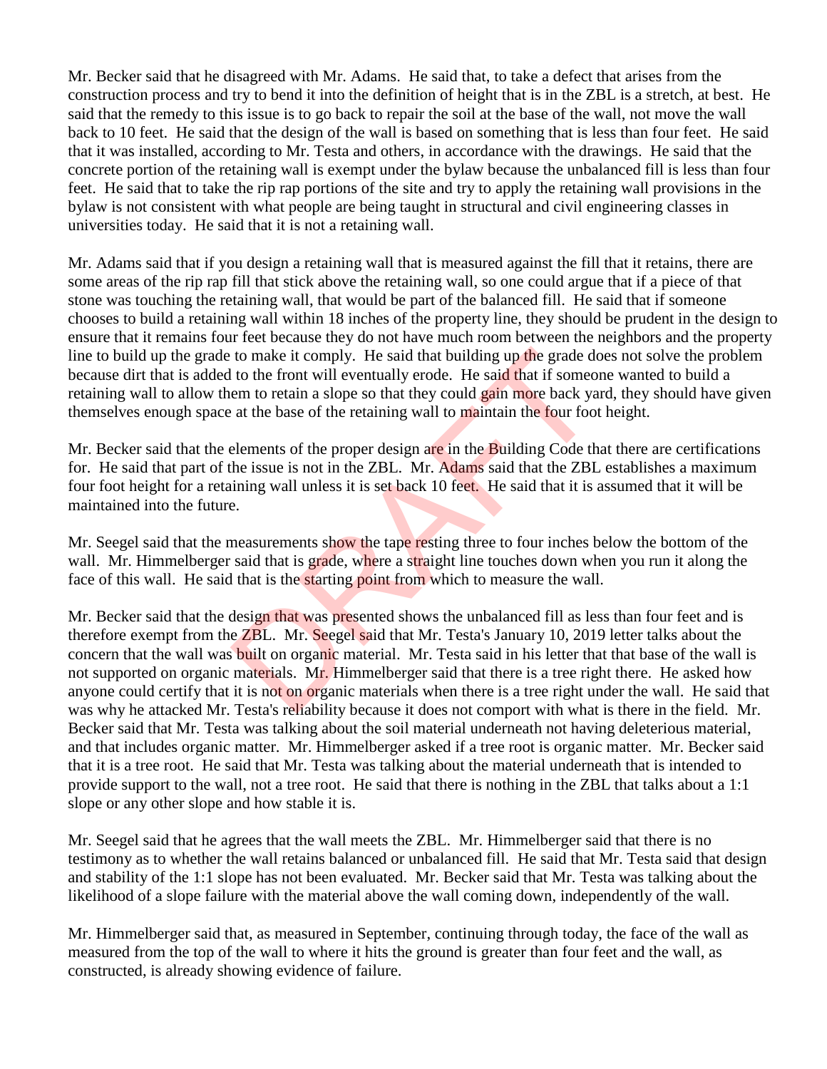Mr. Becker said that he disagreed with Mr. Adams. He said that, to take a defect that arises from the construction process and try to bend it into the definition of height that is in the ZBL is a stretch, at best. He said that the remedy to this issue is to go back to repair the soil at the base of the wall, not move the wall back to 10 feet. He said that the design of the wall is based on something that is less than four feet. He said that it was installed, according to Mr. Testa and others, in accordance with the drawings. He said that the concrete portion of the retaining wall is exempt under the bylaw because the unbalanced fill is less than four feet. He said that to take the rip rap portions of the site and try to apply the retaining wall provisions in the bylaw is not consistent with what people are being taught in structural and civil engineering classes in universities today. He said that it is not a retaining wall.

Mr. Adams said that if you design a retaining wall that is measured against the fill that it retains, there are some areas of the rip rap fill that stick above the retaining wall, so one could argue that if a piece of that stone was touching the retaining wall, that would be part of the balanced fill. He said that if someone chooses to build a retaining wall within 18 inches of the property line, they should be prudent in the design to ensure that it remains four feet because they do not have much room between the neighbors and the property line to build up the grade to make it comply. He said that building up the grade does not solve the problem because dirt that is added to the front will eventually erode. He said that if someone wanted to build a retaining wall to allow them to retain a slope so that they could gain more back yard, they should have given themselves enough space at the base of the retaining wall to maintain the four foot height.

Mr. Becker said that the elements of the proper design are in the Building Code that there are certifications for. He said that part of the issue is not in the ZBL. Mr. Adams said that the ZBL establishes a maximum four foot height for a retaining wall unless it is set back 10 feet. He said that it is assumed that it will be maintained into the future.

Mr. Seegel said that the measurements show the tape resting three to four inches below the bottom of the wall. Mr. Himmelberger said that is grade, where a straight line touches down when you run it along the face of this wall. He said that is the starting point from which to measure the wall.

Mr. Becker said that the design that was presented shows the unbalanced fill as less than four feet and is therefore exempt from the ZBL. Mr. Seegel said that Mr. Testa's January 10, 2019 letter talks about the concern that the wall was built on organic material. Mr. Testa said in his letter that that base of the wall is not supported on organic materials. Mr. Himmelberger said that there is a tree right there. He asked how anyone could certify that it is not on organic materials when there is a tree right under the wall. He said that was why he attacked Mr. Testa's reliability because it does not comport with what is there in the field. Mr. Becker said that Mr. Testa was talking about the soil material underneath not having deleterious material, and that includes organic matter. Mr. Himmelberger asked if a tree root is organic matter. Mr. Becker said that it is a tree root. He said that Mr. Testa was talking about the material underneath that is intended to provide support to the wall, not a tree root. He said that there is nothing in the ZBL that talks about a 1:1 slope or any other slope and how stable it is.

Mr. Seegel said that he agrees that the wall meets the ZBL. Mr. Himmelberger said that there is no testimony as to whether the wall retains balanced or unbalanced fill. He said that Mr. Testa said that design and stability of the 1:1 slope has not been evaluated. Mr. Becker said that Mr. Testa was talking about the likelihood of a slope failure with the material above the wall coming down, independently of the wall.

Mr. Himmelberger said that, as measured in September, continuing through today, the face of the wall as measured from the top of the wall to where it hits the ground is greater than four feet and the wall, as constructed, is already showing evidence of failure.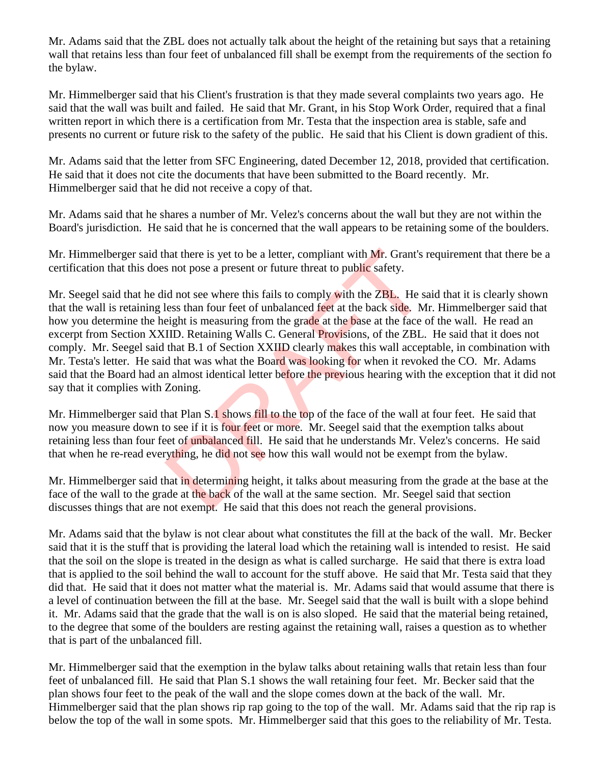Mr. Adams said that the ZBL does not actually talk about the height of the retaining but says that a retaining wall that retains less than four feet of unbalanced fill shall be exempt from the requirements of the section fo the bylaw.

Mr. Himmelberger said that his Client's frustration is that they made several complaints two years ago. He said that the wall was built and failed. He said that Mr. Grant, in his Stop Work Order, required that a final written report in which there is a certification from Mr. Testa that the inspection area is stable, safe and presents no current or future risk to the safety of the public. He said that his Client is down gradient of this.

Mr. Adams said that the letter from SFC Engineering, dated December 12, 2018, provided that certification. He said that it does not cite the documents that have been submitted to the Board recently. Mr. Himmelberger said that he did not receive a copy of that.

Mr. Adams said that he shares a number of Mr. Velez's concerns about the wall but they are not within the Board's jurisdiction. He said that he is concerned that the wall appears to be retaining some of the boulders.

Mr. Himmelberger said that there is yet to be a letter, compliant with Mr. Grant's requirement that there be a certification that this does not pose a present or future threat to public safety.

Mr. Seegel said that he did not see where this fails to comply with the ZBL. He said that it is clearly shown that the wall is retaining less than four feet of unbalanced feet at the back side. Mr. Himmelberger said that how you determine the height is measuring from the grade at the base at the face of the wall. He read an excerpt from Section XXIID. Retaining Walls C. General Provisions, of the ZBL. He said that it does not comply. Mr. Seegel said that B.1 of Section XXIID clearly makes this wall acceptable, in combination with Mr. Testa's letter. He said that was what the Board was looking for when it revoked the CO. Mr. Adams said that the Board had an almost identical letter before the previous hearing with the exception that it did not say that it complies with Zoning.

Mr. Himmelberger said that Plan S.1 shows fill to the top of the face of the wall at four feet. He said that now you measure down to see if it is four feet or more. Mr. Seegel said that the exemption talks about retaining less than four feet of unbalanced fill. He said that he understands Mr. Velez's concerns. He said that when he re-read everything, he did not see how this wall would not be exempt from the bylaw.

Mr. Himmelberger said that in determining height, it talks about measuring from the grade at the base at the face of the wall to the grade at the back of the wall at the same section. Mr. Seegel said that section discusses things that are not exempt. He said that this does not reach the general provisions.

Mr. Adams said that the bylaw is not clear about what constitutes the fill at the back of the wall. Mr. Becker said that it is the stuff that is providing the lateral load which the retaining wall is intended to resist. He said that the soil on the slope is treated in the design as what is called surcharge. He said that there is extra load that is applied to the soil behind the wall to account for the stuff above. He said that Mr. Testa said that they did that. He said that it does not matter what the material is. Mr. Adams said that would assume that there is a level of continuation between the fill at the base. Mr. Seegel said that the wall is built with a slope behind it. Mr. Adams said that the grade that the wall is on is also sloped. He said that the material being retained, to the degree that some of the boulders are resting against the retaining wall, raises a question as to whether that is part of the unbalanced fill.

Mr. Himmelberger said that the exemption in the bylaw talks about retaining walls that retain less than four feet of unbalanced fill. He said that Plan S.1 shows the wall retaining four feet. Mr. Becker said that the plan shows four feet to the peak of the wall and the slope comes down at the back of the wall. Mr. Himmelberger said that the plan shows rip rap going to the top of the wall. Mr. Adams said that the rip rap is below the top of the wall in some spots. Mr. Himmelberger said that this goes to the reliability of Mr. Testa.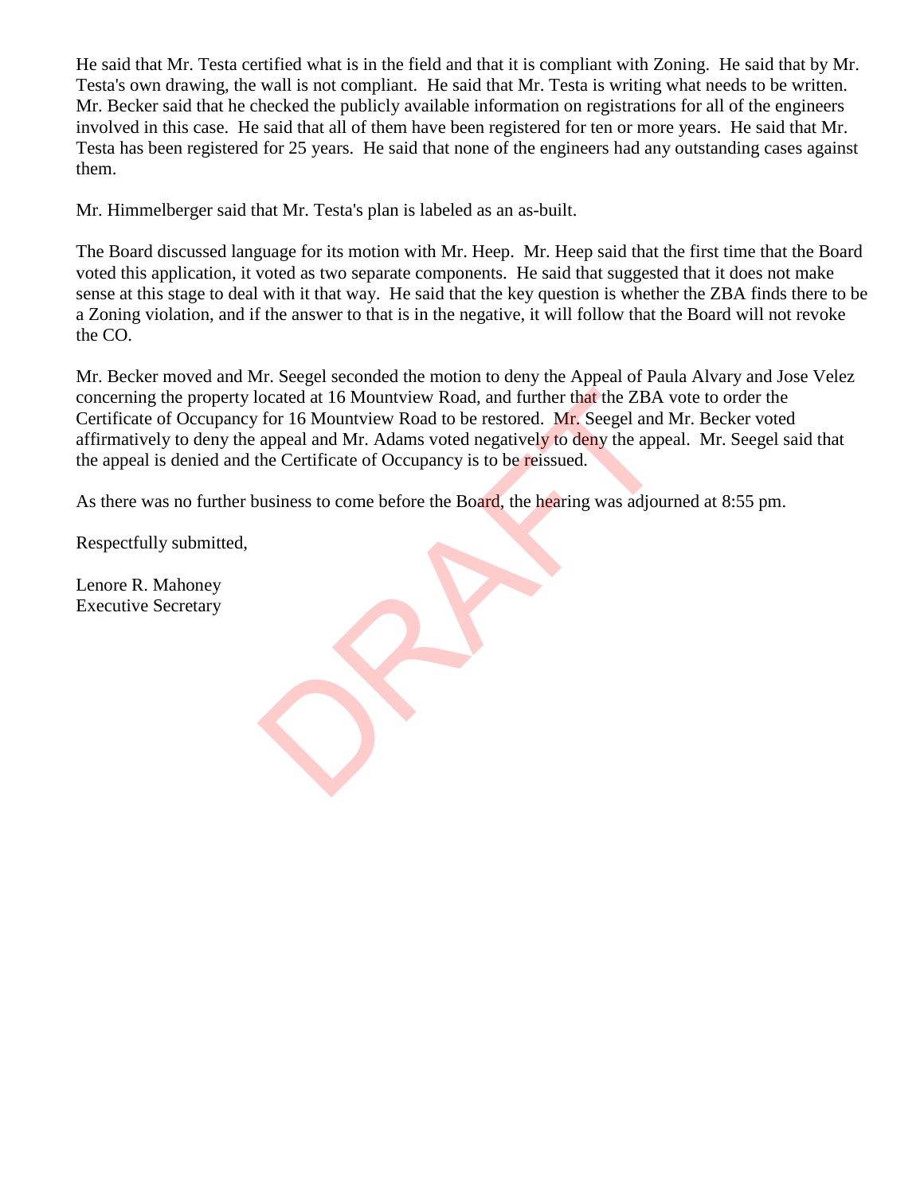He said that Mr. Testa certified what is in the field and that it is compliant with Zoning. He said that by Mr. Testa's own drawing, the wall is not compliant. He said that Mr. Testa is writing what needs to be written. Mr. Becker said that he checked the publicly available information on registrations for all of the engineers involved in this case. He said that all of them have been registered for ten or more years. He said that Mr. Testa has been registered for 25 years. He said that none of the engineers had any outstanding cases against them.

Mr. Himmelberger said that Mr. Testa's plan is labeled as an as-built.

The Board discussed language for its motion with Mr. Heep. Mr. Heep said that the first time that the Board voted this application, it voted as two separate components. He said that suggested that it does not make sense at this stage to deal with it that way. He said that the key question is whether the ZBA finds there to be a Zoning violation, and if the answer to that is in the negative, it will follow that the Board will not revoke the CO.

Mr. Becker moved and Mr. Seegel seconded the motion to deny the Appeal of Paula Alvary and Jose Velez concerning the property located at 16 Mountview Road, and further that the ZBA vote to order the Certificate of Occupancy for 16 Mountview Road to be restored. Mr. Seegel and Mr. Becker voted affirmatively to deny the appeal and Mr. Adams voted negatively to deny the appeal. Mr. Seegel said that the appeal is denied and the Certificate of Occupancy is to be reissued.

As there was no further business to come before the Board, the hearing was adjourned at 8:55 pm.

Respectfully submitted,

Lenore R. Mahoney
Executive Secretary

DRAFT